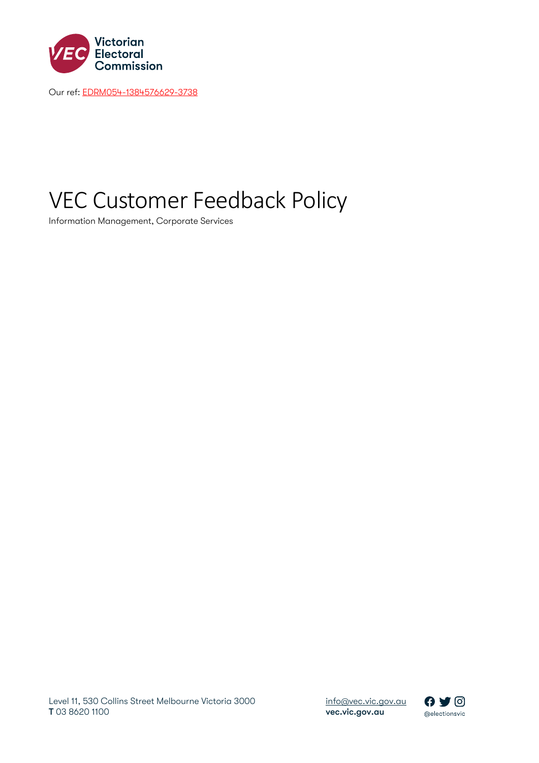Victorian Electoral Commission

Our ref: EDRM054-1384576629-3738

# VEC Customer Feedback Policy

Information Management, Corporate Services

Level 11, 530 Collins Street Melbourne Victoria 3000
**T** 03 8620 1100

info@vec.vic.gov.au
**vec.vic.gov.au**

@electionsvic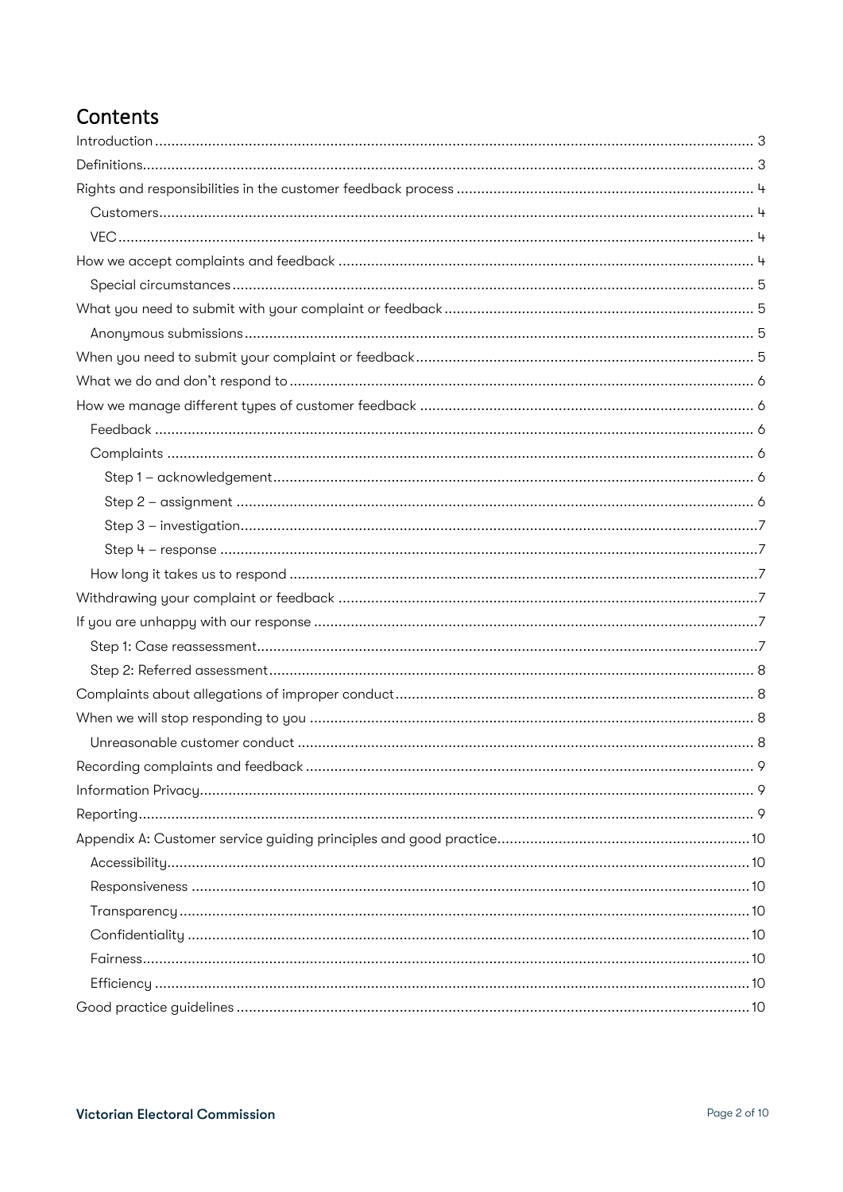# Contents

- Introduction ..... 3
- Definitions ..... 3
- Rights and responsibilities in the customer feedback process ..... 4
  - Customers ..... 4
  - VEC ..... 4
- How we accept complaints and feedback ..... 4
  - Special circumstances ..... 5
- What you need to submit with your complaint or feedback ..... 5
  - Anonymous submissions ..... 5
- When you need to submit your complaint or feedback ..... 5
- What we do and don't respond to ..... 6
- How we manage different types of customer feedback ..... 6
  - Feedback ..... 6
  - Complaints ..... 6
    - Step 1 – acknowledgement ..... 6
    - Step 2 – assignment ..... 6
    - Step 3 – investigation ..... 7
    - Step 4 – response ..... 7
  - How long it takes us to respond ..... 7
- Withdrawing your complaint or feedback ..... 7
- If you are unhappy with our response ..... 7
  - Step 1: Case reassessment ..... 7
  - Step 2: Referred assessment ..... 8
- Complaints about allegations of improper conduct ..... 8
- When we will stop responding to you ..... 8
  - Unreasonable customer conduct ..... 8
- Recording complaints and feedback ..... 9
- Information Privacy ..... 9
- Reporting ..... 9
- Appendix A: Customer service guiding principles and good practice ..... 10
  - Accessibility ..... 10
  - Responsiveness ..... 10
  - Transparency ..... 10
  - Confidentiality ..... 10
  - Fairness ..... 10
  - Efficiency ..... 10
- Good practice guidelines ..... 10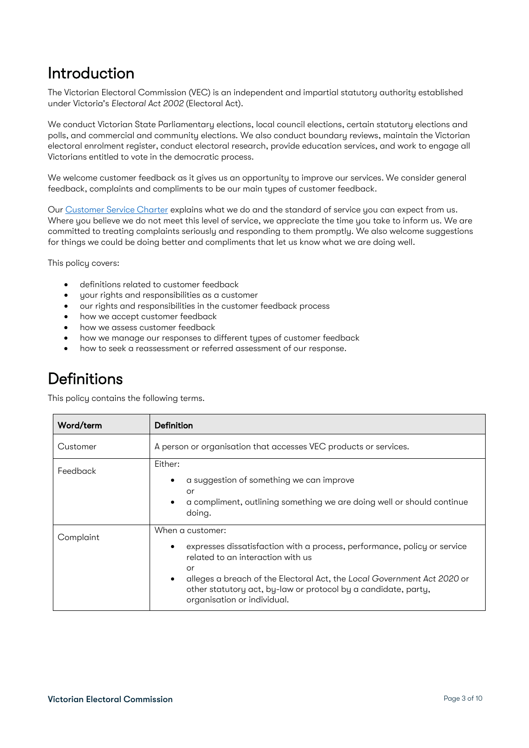# Introduction

The Victorian Electoral Commission (VEC) is an independent and impartial statutory authority established under Victoria's *Electoral Act 2002* (Electoral Act).

We conduct Victorian State Parliamentary elections, local council elections, certain statutory elections and polls, and commercial and community elections. We also conduct boundary reviews, maintain the Victorian electoral enrolment register, conduct electoral research, provide education services, and work to engage all Victorians entitled to vote in the democratic process.

We welcome customer feedback as it gives us an opportunity to improve our services. We consider general feedback, complaints and compliments to be our main types of customer feedback.

Our Customer Service Charter explains what we do and the standard of service you can expect from us. Where you believe we do not meet this level of service, we appreciate the time you take to inform us. We are committed to treating complaints seriously and responding to them promptly. We also welcome suggestions for things we could be doing better and compliments that let us know what we are doing well.

This policy covers:

- definitions related to customer feedback
- your rights and responsibilities as a customer
- our rights and responsibilities in the customer feedback process
- how we accept customer feedback
- how we assess customer feedback
- how we manage our responses to different types of customer feedback
- how to seek a reassessment or referred assessment of our response.

# Definitions

This policy contains the following terms.

| Word/term | Definition |
| --- | --- |
| Customer | A person or organisation that accesses VEC products or services. |
| Feedback | Either:<br>• a suggestion of something we can improve<br>or<br>• a compliment, outlining something we are doing well or should continue doing. |
| Complaint | When a customer:<br>• expresses dissatisfaction with a process, performance, policy or service related to an interaction with us<br>or<br>• alleges a breach of the Electoral Act, the *Local Government Act 2020* or other statutory act, by-law or protocol by a candidate, party, organisation or individual. |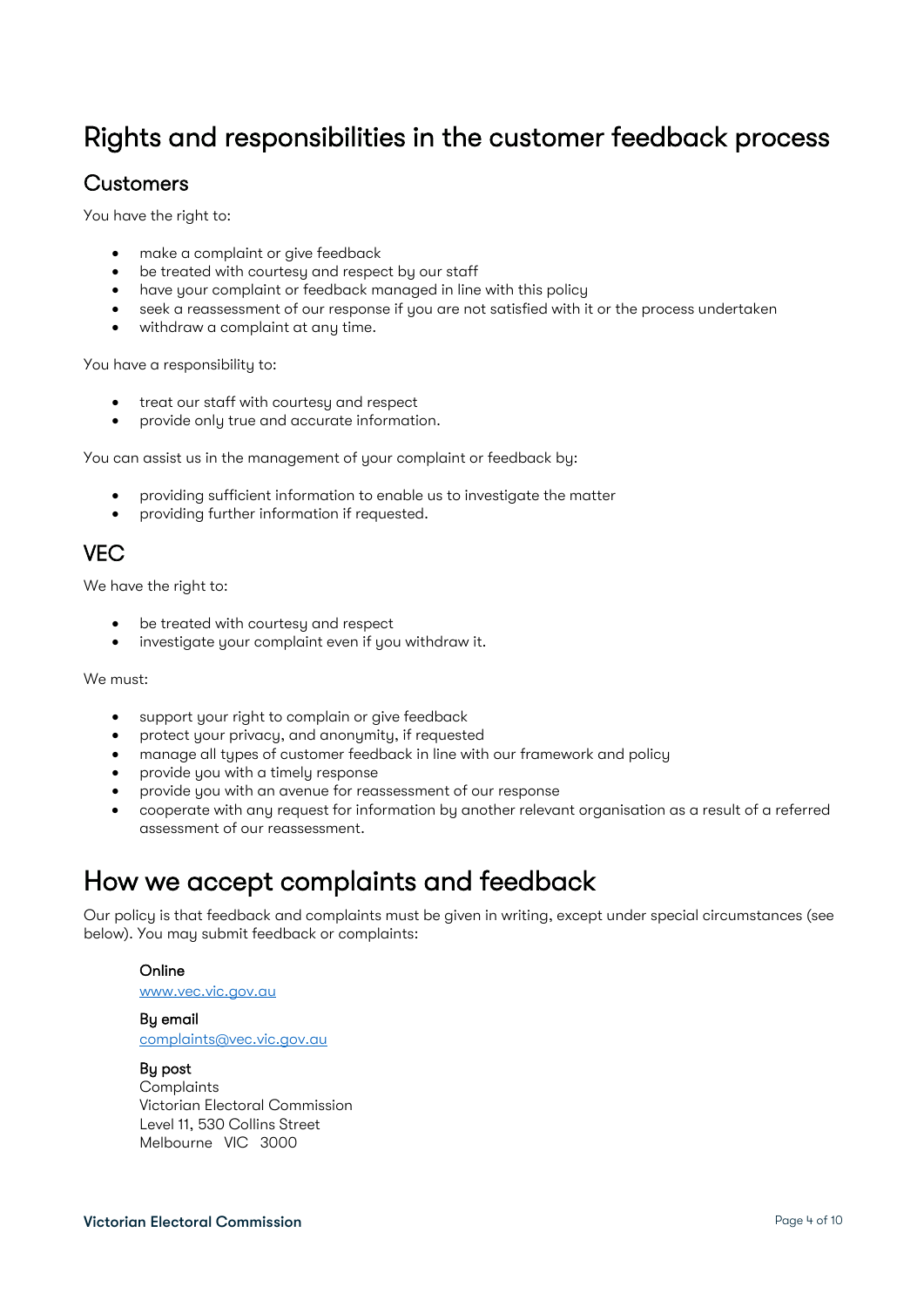# Rights and responsibilities in the customer feedback process

## Customers

You have the right to:

- make a complaint or give feedback
- be treated with courtesy and respect by our staff
- have your complaint or feedback managed in line with this policy
- seek a reassessment of our response if you are not satisfied with it or the process undertaken
- withdraw a complaint at any time.

You have a responsibility to:

- treat our staff with courtesy and respect
- provide only true and accurate information.

You can assist us in the management of your complaint or feedback by:

- providing sufficient information to enable us to investigate the matter
- providing further information if requested.

## VEC

We have the right to:

- be treated with courtesy and respect
- investigate your complaint even if you withdraw it.

We must:

- support your right to complain or give feedback
- protect your privacy, and anonymity, if requested
- manage all types of customer feedback in line with our framework and policy
- provide you with a timely response
- provide you with an avenue for reassessment of our response
- cooperate with any request for information by another relevant organisation as a result of a referred assessment of our reassessment.

# How we accept complaints and feedback

Our policy is that feedback and complaints must be given in writing, except under special circumstances (see below). You may submit feedback or complaints:

**Online**
www.vec.vic.gov.au

**By email**
complaints@vec.vic.gov.au

**By post**
Complaints
Victorian Electoral Commission
Level 11, 530 Collins Street
Melbourne VIC 3000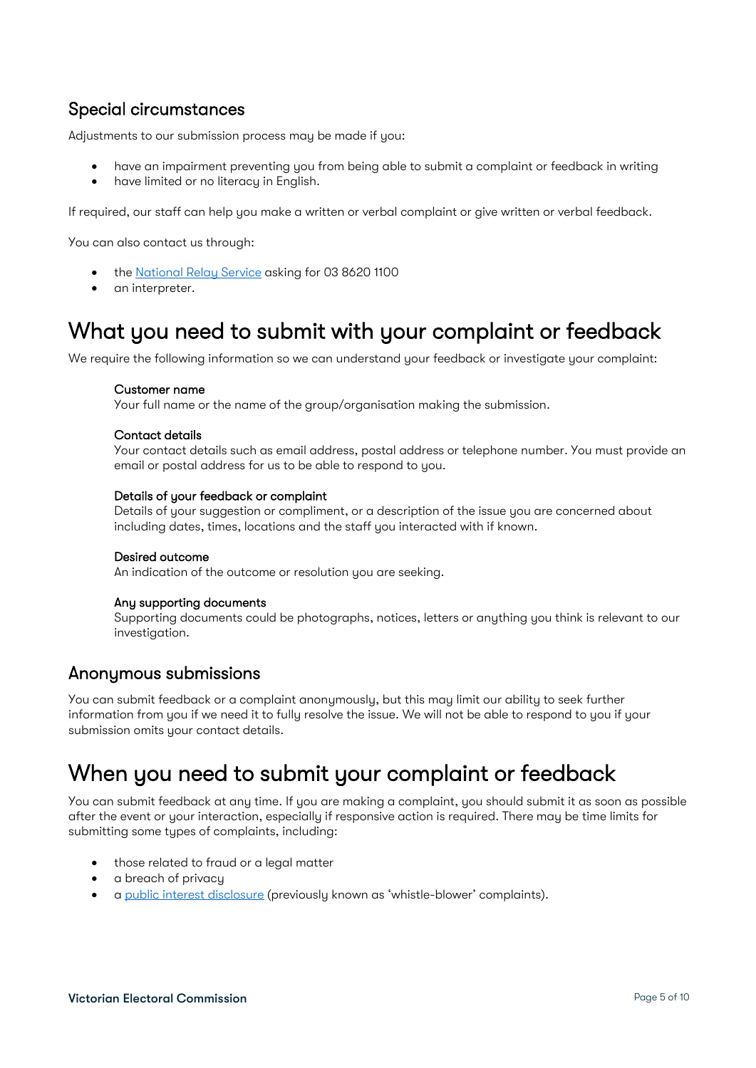## Special circumstances

Adjustments to our submission process may be made if you:

- have an impairment preventing you from being able to submit a complaint or feedback in writing
- have limited or no literacy in English.

If required, our staff can help you make a written or verbal complaint or give written or verbal feedback.

You can also contact us through:

- the [National Relay Service]() asking for 03 8620 1100
- an interpreter.

# What you need to submit with your complaint or feedback

We require the following information so we can understand your feedback or investigate your complaint:

> **Customer name**
> Your full name or the name of the group/organisation making the submission.
>
> **Contact details**
> Your contact details such as email address, postal address or telephone number. You must provide an email or postal address for us to be able to respond to you.
>
> **Details of your feedback or complaint**
> Details of your suggestion or compliment, or a description of the issue you are concerned about including dates, times, locations and the staff you interacted with if known.
>
> **Desired outcome**
> An indication of the outcome or resolution you are seeking.
>
> **Any supporting documents**
> Supporting documents could be photographs, notices, letters or anything you think is relevant to our investigation.

## Anonymous submissions

You can submit feedback or a complaint anonymously, but this may limit our ability to seek further information from you if we need it to fully resolve the issue. We will not be able to respond to you if your submission omits your contact details.

# When you need to submit your complaint or feedback

You can submit feedback at any time. If you are making a complaint, you should submit it as soon as possible after the event or your interaction, especially if responsive action is required. There may be time limits for submitting some types of complaints, including:

- those related to fraud or a legal matter
- a breach of privacy
- a [public interest disclosure]() (previously known as 'whistle-blower' complaints).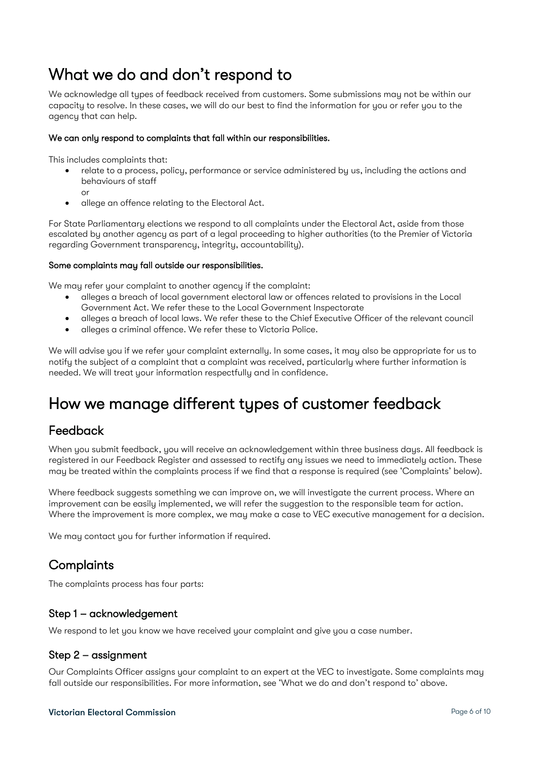# What we do and don't respond to

We acknowledge all types of feedback received from customers. Some submissions may not be within our capacity to resolve. In these cases, we will do our best to find the information for you or refer you to the agency that can help.

**We can only respond to complaints that fall within our responsibilities.**

This includes complaints that:

- relate to a process, policy, performance or service administered by us, including the actions and behaviours of staff
  
  or
- allege an offence relating to the Electoral Act.

For State Parliamentary elections we respond to all complaints under the Electoral Act, aside from those escalated by another agency as part of a legal proceeding to higher authorities (to the Premier of Victoria regarding Government transparency, integrity, accountability).

**Some complaints may fall outside our responsibilities.**

We may refer your complaint to another agency if the complaint:

- alleges a breach of local government electoral law or offences related to provisions in the Local Government Act. We refer these to the Local Government Inspectorate
- alleges a breach of local laws. We refer these to the Chief Executive Officer of the relevant council
- alleges a criminal offence. We refer these to Victoria Police.

We will advise you if we refer your complaint externally. In some cases, it may also be appropriate for us to notify the subject of a complaint that a complaint was received, particularly where further information is needed. We will treat your information respectfully and in confidence.

# How we manage different types of customer feedback

## Feedback

When you submit feedback, you will receive an acknowledgement within three business days. All feedback is registered in our Feedback Register and assessed to rectify any issues we need to immediately action. These may be treated within the complaints process if we find that a response is required (see 'Complaints' below).

Where feedback suggests something we can improve on, we will investigate the current process. Where an improvement can be easily implemented, we will refer the suggestion to the responsible team for action. Where the improvement is more complex, we may make a case to VEC executive management for a decision.

We may contact you for further information if required.

## Complaints

The complaints process has four parts:

### Step 1 – acknowledgement

We respond to let you know we have received your complaint and give you a case number.

### Step 2 – assignment

Our Complaints Officer assigns your complaint to an expert at the VEC to investigate. Some complaints may fall outside our responsibilities. For more information, see 'What we do and don't respond to' above.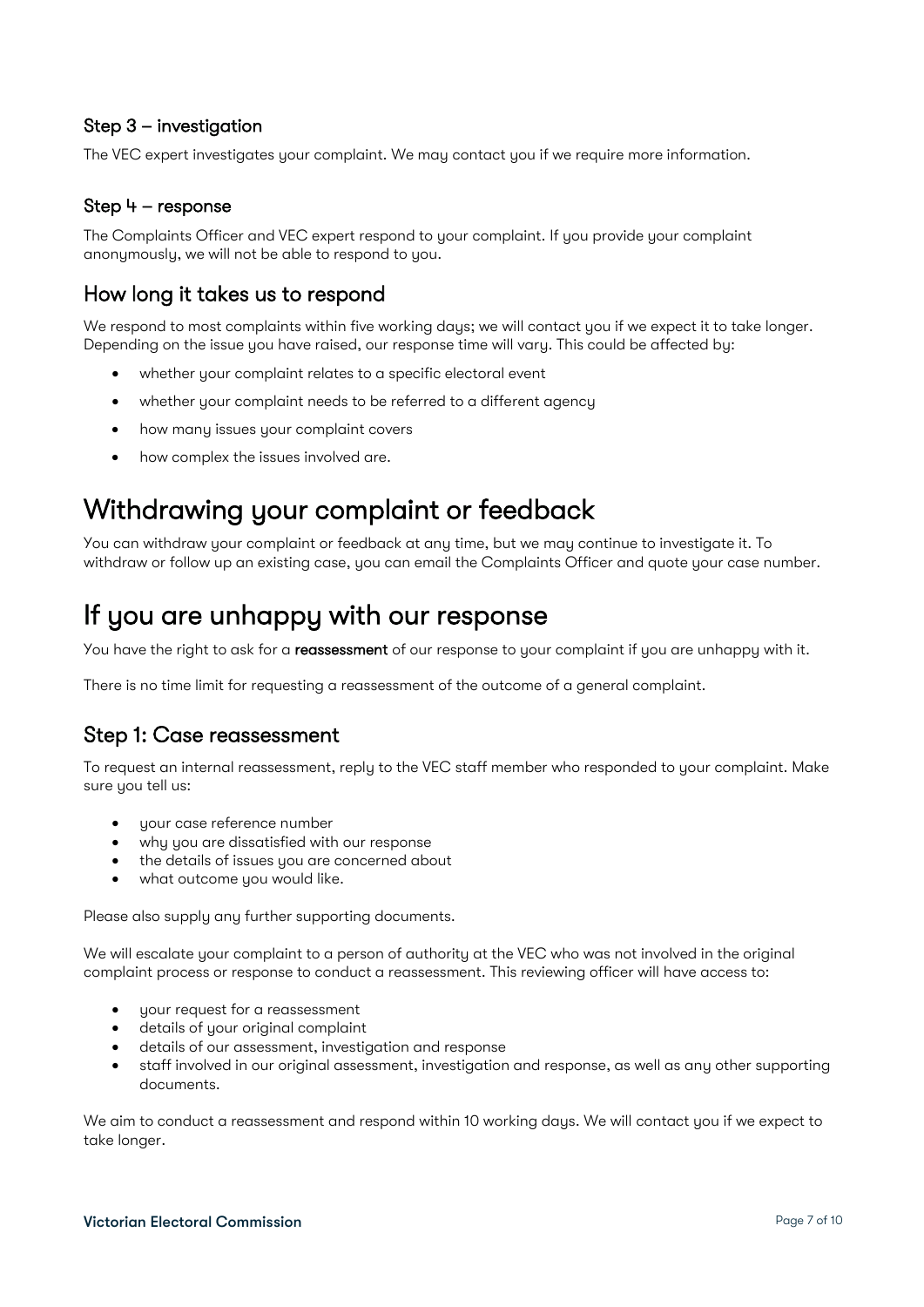### Step 3 – investigation

The VEC expert investigates your complaint. We may contact you if we require more information.

### Step 4 – response

The Complaints Officer and VEC expert respond to your complaint. If you provide your complaint anonymously, we will not be able to respond to you.

## How long it takes us to respond

We respond to most complaints within five working days; we will contact you if we expect it to take longer. Depending on the issue you have raised, our response time will vary. This could be affected by:

- whether your complaint relates to a specific electoral event
- whether your complaint needs to be referred to a different agency
- how many issues your complaint covers
- how complex the issues involved are.

# Withdrawing your complaint or feedback

You can withdraw your complaint or feedback at any time, but we may continue to investigate it. To withdraw or follow up an existing case, you can email the Complaints Officer and quote your case number.

# If you are unhappy with our response

You have the right to ask for a **reassessment** of our response to your complaint if you are unhappy with it.

There is no time limit for requesting a reassessment of the outcome of a general complaint.

## Step 1: Case reassessment

To request an internal reassessment, reply to the VEC staff member who responded to your complaint. Make sure you tell us:

- your case reference number
- why you are dissatisfied with our response
- the details of issues you are concerned about
- what outcome you would like.

Please also supply any further supporting documents.

We will escalate your complaint to a person of authority at the VEC who was not involved in the original complaint process or response to conduct a reassessment. This reviewing officer will have access to:

- your request for a reassessment
- details of your original complaint
- details of our assessment, investigation and response
- staff involved in our original assessment, investigation and response, as well as any other supporting documents.

We aim to conduct a reassessment and respond within 10 working days. We will contact you if we expect to take longer.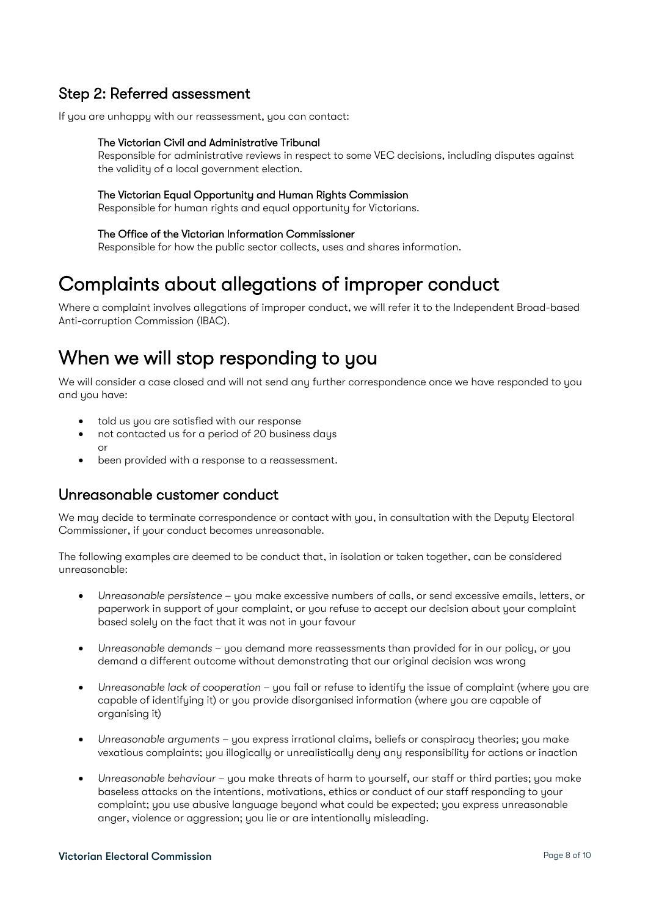## Step 2: Referred assessment

If you are unhappy with our reassessment, you can contact:

**The Victorian Civil and Administrative Tribunal**
Responsible for administrative reviews in respect to some VEC decisions, including disputes against the validity of a local government election.

**The Victorian Equal Opportunity and Human Rights Commission**
Responsible for human rights and equal opportunity for Victorians.

**The Office of the Victorian Information Commissioner**
Responsible for how the public sector collects, uses and shares information.

# Complaints about allegations of improper conduct

Where a complaint involves allegations of improper conduct, we will refer it to the Independent Broad-based Anti-corruption Commission (IBAC).

# When we will stop responding to you

We will consider a case closed and will not send any further correspondence once we have responded to you and you have:

- told us you are satisfied with our response
- not contacted us for a period of 20 business days
  or
- been provided with a response to a reassessment.

## Unreasonable customer conduct

We may decide to terminate correspondence or contact with you, in consultation with the Deputy Electoral Commissioner, if your conduct becomes unreasonable.

The following examples are deemed to be conduct that, in isolation or taken together, can be considered unreasonable:

- *Unreasonable persistence* – you make excessive numbers of calls, or send excessive emails, letters, or paperwork in support of your complaint, or you refuse to accept our decision about your complaint based solely on the fact that it was not in your favour

- *Unreasonable demands* – you demand more reassessments than provided for in our policy, or you demand a different outcome without demonstrating that our original decision was wrong

- *Unreasonable lack of cooperation* – you fail or refuse to identify the issue of complaint (where you are capable of identifying it) or you provide disorganised information (where you are capable of organising it)

- *Unreasonable arguments* – you express irrational claims, beliefs or conspiracy theories; you make vexatious complaints; you illogically or unrealistically deny any responsibility for actions or inaction

- *Unreasonable behaviour* – you make threats of harm to yourself, our staff or third parties; you make baseless attacks on the intentions, motivations, ethics or conduct of our staff responding to your complaint; you use abusive language beyond what could be expected; you express unreasonable anger, violence or aggression; you lie or are intentionally misleading.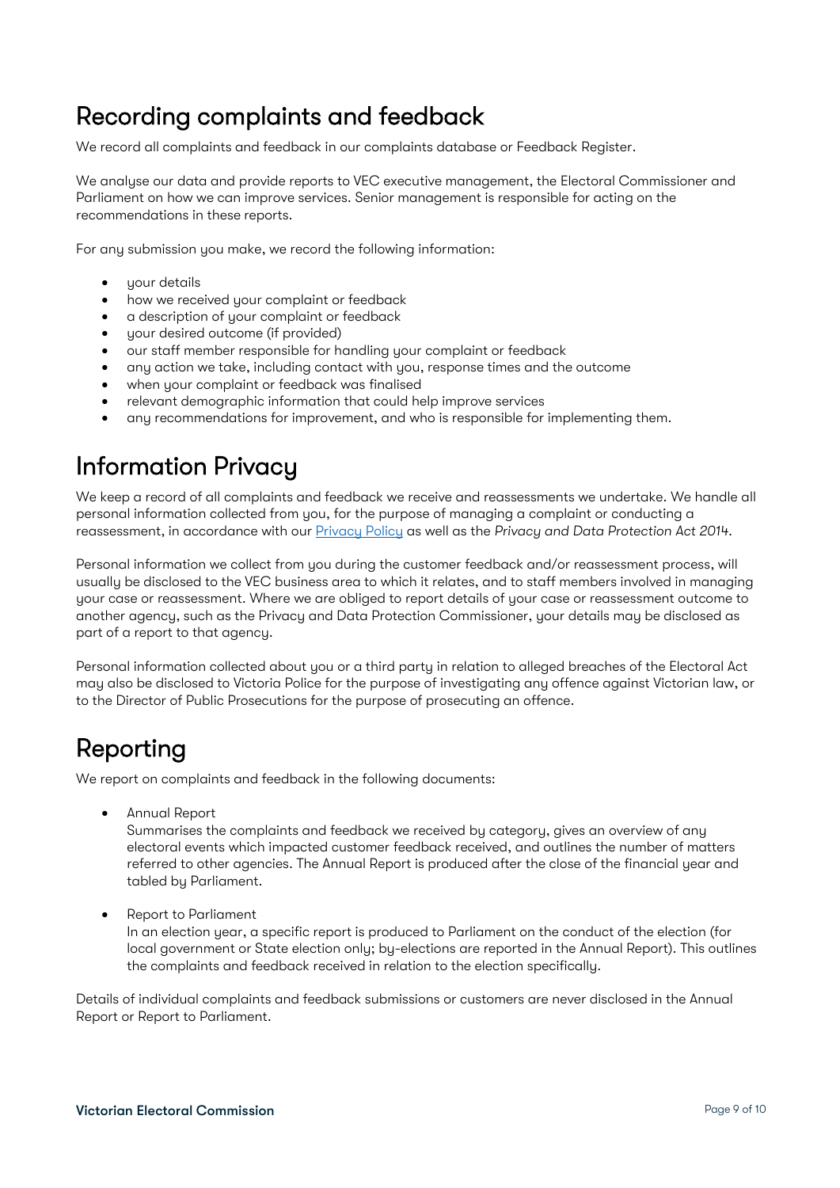## Recording complaints and feedback

We record all complaints and feedback in our complaints database or Feedback Register.

We analyse our data and provide reports to VEC executive management, the Electoral Commissioner and Parliament on how we can improve services. Senior management is responsible for acting on the recommendations in these reports.

For any submission you make, we record the following information:

- your details
- how we received your complaint or feedback
- a description of your complaint or feedback
- your desired outcome (if provided)
- our staff member responsible for handling your complaint or feedback
- any action we take, including contact with you, response times and the outcome
- when your complaint or feedback was finalised
- relevant demographic information that could help improve services
- any recommendations for improvement, and who is responsible for implementing them.

## Information Privacy

We keep a record of all complaints and feedback we receive and reassessments we undertake. We handle all personal information collected from you, for the purpose of managing a complaint or conducting a reassessment, in accordance with our [Privacy Policy]() as well as the *Privacy and Data Protection Act 2014*.

Personal information we collect from you during the customer feedback and/or reassessment process, will usually be disclosed to the VEC business area to which it relates, and to staff members involved in managing your case or reassessment. Where we are obliged to report details of your case or reassessment outcome to another agency, such as the Privacy and Data Protection Commissioner, your details may be disclosed as part of a report to that agency.

Personal information collected about you or a third party in relation to alleged breaches of the Electoral Act may also be disclosed to Victoria Police for the purpose of investigating any offence against Victorian law, or to the Director of Public Prosecutions for the purpose of prosecuting an offence.

## Reporting

We report on complaints and feedback in the following documents:

- Annual Report
  Summarises the complaints and feedback we received by category, gives an overview of any electoral events which impacted customer feedback received, and outlines the number of matters referred to other agencies. The Annual Report is produced after the close of the financial year and tabled by Parliament.

- Report to Parliament
  In an election year, a specific report is produced to Parliament on the conduct of the election (for local government or State election only; by-elections are reported in the Annual Report). This outlines the complaints and feedback received in relation to the election specifically.

Details of individual complaints and feedback submissions or customers are never disclosed in the Annual Report or Report to Parliament.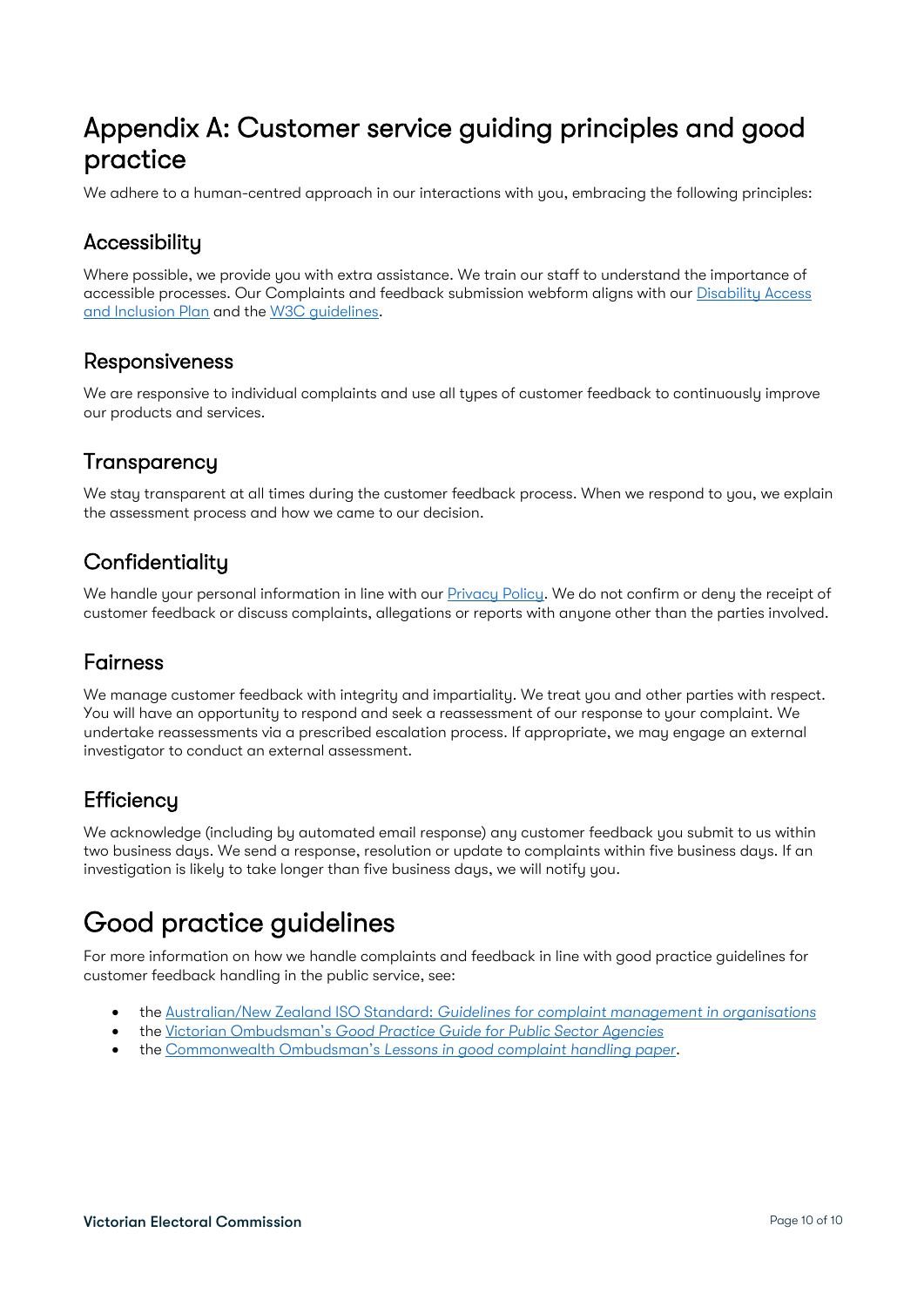# Appendix A: Customer service guiding principles and good practice

We adhere to a human-centred approach in our interactions with you, embracing the following principles:

## Accessibility

Where possible, we provide you with extra assistance. We train our staff to understand the importance of accessible processes. Our Complaints and feedback submission webform aligns with our Disability Access and Inclusion Plan and the W3C guidelines.

## Responsiveness

We are responsive to individual complaints and use all types of customer feedback to continuously improve our products and services.

## Transparency

We stay transparent at all times during the customer feedback process. When we respond to you, we explain the assessment process and how we came to our decision.

## Confidentiality

We handle your personal information in line with our Privacy Policy. We do not confirm or deny the receipt of customer feedback or discuss complaints, allegations or reports with anyone other than the parties involved.

## Fairness

We manage customer feedback with integrity and impartiality. We treat you and other parties with respect. You will have an opportunity to respond and seek a reassessment of our response to your complaint. We undertake reassessments via a prescribed escalation process. If appropriate, we may engage an external investigator to conduct an external assessment.

## Efficiency

We acknowledge (including by automated email response) any customer feedback you submit to us within two business days. We send a response, resolution or update to complaints within five business days. If an investigation is likely to take longer than five business days, we will notify you.

# Good practice guidelines

For more information on how we handle complaints and feedback in line with good practice guidelines for customer feedback handling in the public service, see:

- the Australian/New Zealand ISO Standard: *Guidelines for complaint management in organisations*
- the Victorian Ombudsman's *Good Practice Guide for Public Sector Agencies*
- the Commonwealth Ombudsman's *Lessons in good complaint handling paper*.